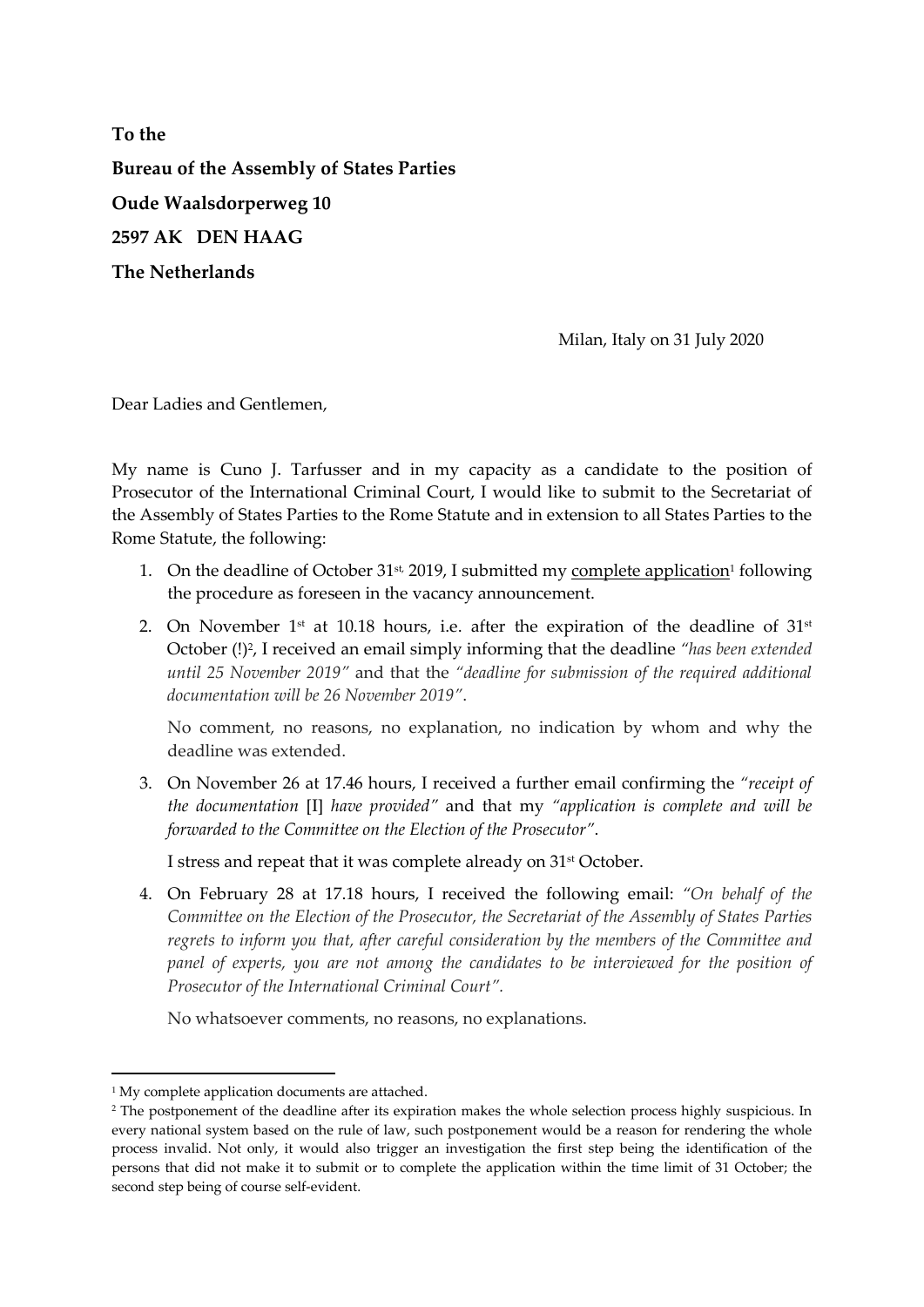**To the**

**Bureau of the Assembly of States Parties**

**Oude Waalsdorperweg 10**

**2597 AK DEN HAAG**

**The Netherlands**

Milan, Italy on 31 July 2020

Dear Ladies and Gentlemen,

My name is Cuno J. Tarfusser and in my capacity as a candidate to the position of Prosecutor of the International Criminal Court, I would like to submit to the Secretariat of the Assembly of States Parties to the Rome Statute and in extension to all States Parties to the Rome Statute, the following:

1. On the deadline of October 31st, 2019, I submitted my complete application[1] following the procedure as foreseen in the vacancy announcement.
2. On November 1st at 10.18 hours, i.e. after the expiration of the deadline of 31st October (!)[2], I received an email simply informing that the deadline *"has been extended until 25 November 2019"* and that the *"deadline for submission of the required additional documentation will be 26 November 2019"*.

   No comment, no reasons, no explanation, no indication by whom and why the deadline was extended.
3. On November 26 at 17.46 hours, I received a further email confirming the *"receipt of the documentation* [I] *have provided"* and that my *"application is complete and will be forwarded to the Committee on the Election of the Prosecutor"*.

   I stress and repeat that it was complete already on 31st October.
4. On February 28 at 17.18 hours, I received the following email: *"On behalf of the Committee on the Election of the Prosecutor, the Secretariat of the Assembly of States Parties regrets to inform you that, after careful consideration by the members of the Committee and panel of experts, you are not among the candidates to be interviewed for the position of Prosecutor of the International Criminal Court".*

   No whatsoever comments, no reasons, no explanations.

---

[1] My complete application documents are attached.

[2] The postponement of the deadline after its expiration makes the whole selection process highly suspicious. In every national system based on the rule of law, such postponement would be a reason for rendering the whole process invalid. Not only, it would also trigger an investigation the first step being the identification of the persons that did not make it to submit or to complete the application within the time limit of 31 October; the second step being of course self-evident.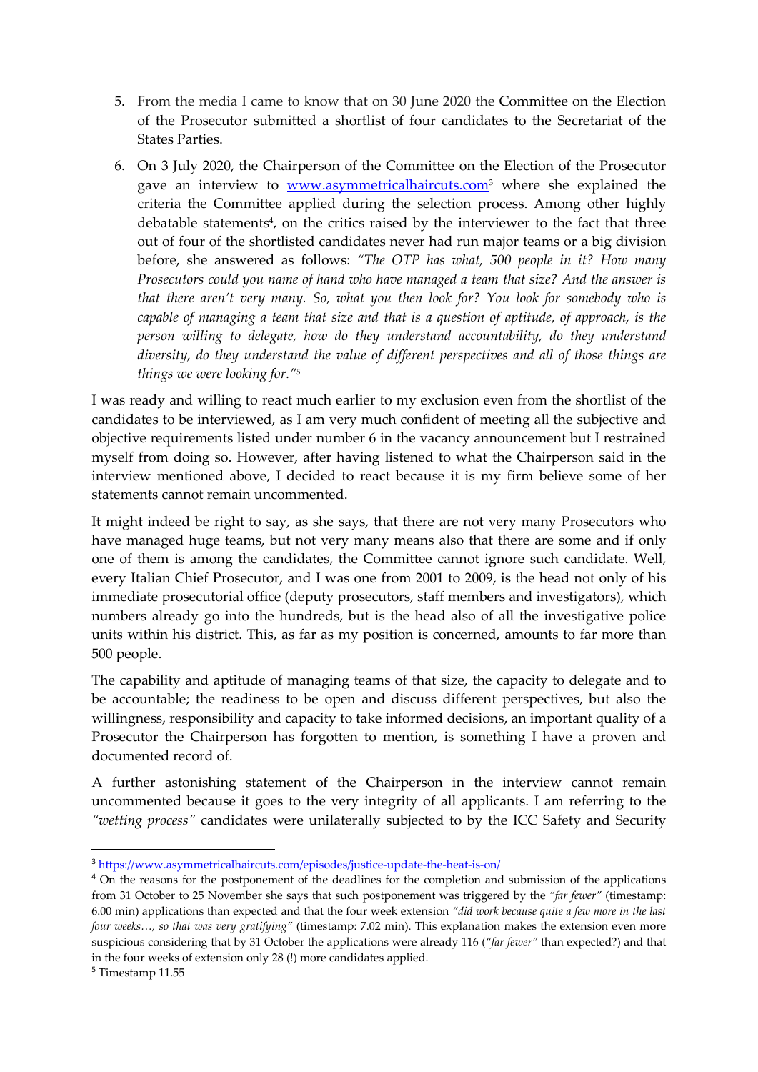5. From the media I came to know that on 30 June 2020 the Committee on the Election of the Prosecutor submitted a shortlist of four candidates to the Secretariat of the States Parties.
6. On 3 July 2020, the Chairperson of the Committee on the Election of the Prosecutor gave an interview to [www.asymmetricalhaircuts.com](www.asymmetricalhaircuts.com)[3] where she explained the criteria the Committee applied during the selection process. Among other highly debatable statements[4], on the critics raised by the interviewer to the fact that three out of four of the shortlisted candidates never had run major teams or a big division before, she answered as follows: *"The OTP has what, 500 people in it? How many Prosecutors could you name of hand who have managed a team that size? And the answer is that there aren't very many. So, what you then look for? You look for somebody who is capable of managing a team that size and that is a question of aptitude, of approach, is the person willing to delegate, how do they understand accountability, do they understand diversity, do they understand the value of different perspectives and all of those things are things we were looking for."*[5]

I was ready and willing to react much earlier to my exclusion even from the shortlist of the candidates to be interviewed, as I am very much confident of meeting all the subjective and objective requirements listed under number 6 in the vacancy announcement but I restrained myself from doing so. However, after having listened to what the Chairperson said in the interview mentioned above, I decided to react because it is my firm believe some of her statements cannot remain uncommented.

It might indeed be right to say, as she says, that there are not very many Prosecutors who have managed huge teams, but not very many means also that there are some and if only one of them is among the candidates, the Committee cannot ignore such candidate. Well, every Italian Chief Prosecutor, and I was one from 2001 to 2009, is the head not only of his immediate prosecutorial office (deputy prosecutors, staff members and investigators), which numbers already go into the hundreds, but is the head also of all the investigative police units within his district. This, as far as my position is concerned, amounts to far more than 500 people.

The capability and aptitude of managing teams of that size, the capacity to delegate and to be accountable; the readiness to be open and discuss different perspectives, but also the willingness, responsibility and capacity to take informed decisions, an important quality of a Prosecutor the Chairperson has forgotten to mention, is something I have a proven and documented record of.

A further astonishing statement of the Chairperson in the interview cannot remain uncommented because it goes to the very integrity of all applicants. I am referring to the *"wetting process"* candidates were unilaterally subjected to by the ICC Safety and Security

---

[3] https://www.asymmetricalhaircuts.com/episodes/justice-update-the-heat-is-on/

[4] On the reasons for the postponement of the deadlines for the completion and submission of the applications from 31 October to 25 November she says that such postponement was triggered by the *"far fewer"* (timestamp: 6.00 min) applications than expected and that the four week extension *"did work because quite a few more in the last four weeks…, so that was very gratifying"* (timestamp: 7.02 min). This explanation makes the extension even more suspicious considering that by 31 October the applications were already 116 (*"far fewer"* than expected?) and that in the four weeks of extension only 28 (!) more candidates applied.

[5] Timestamp 11.55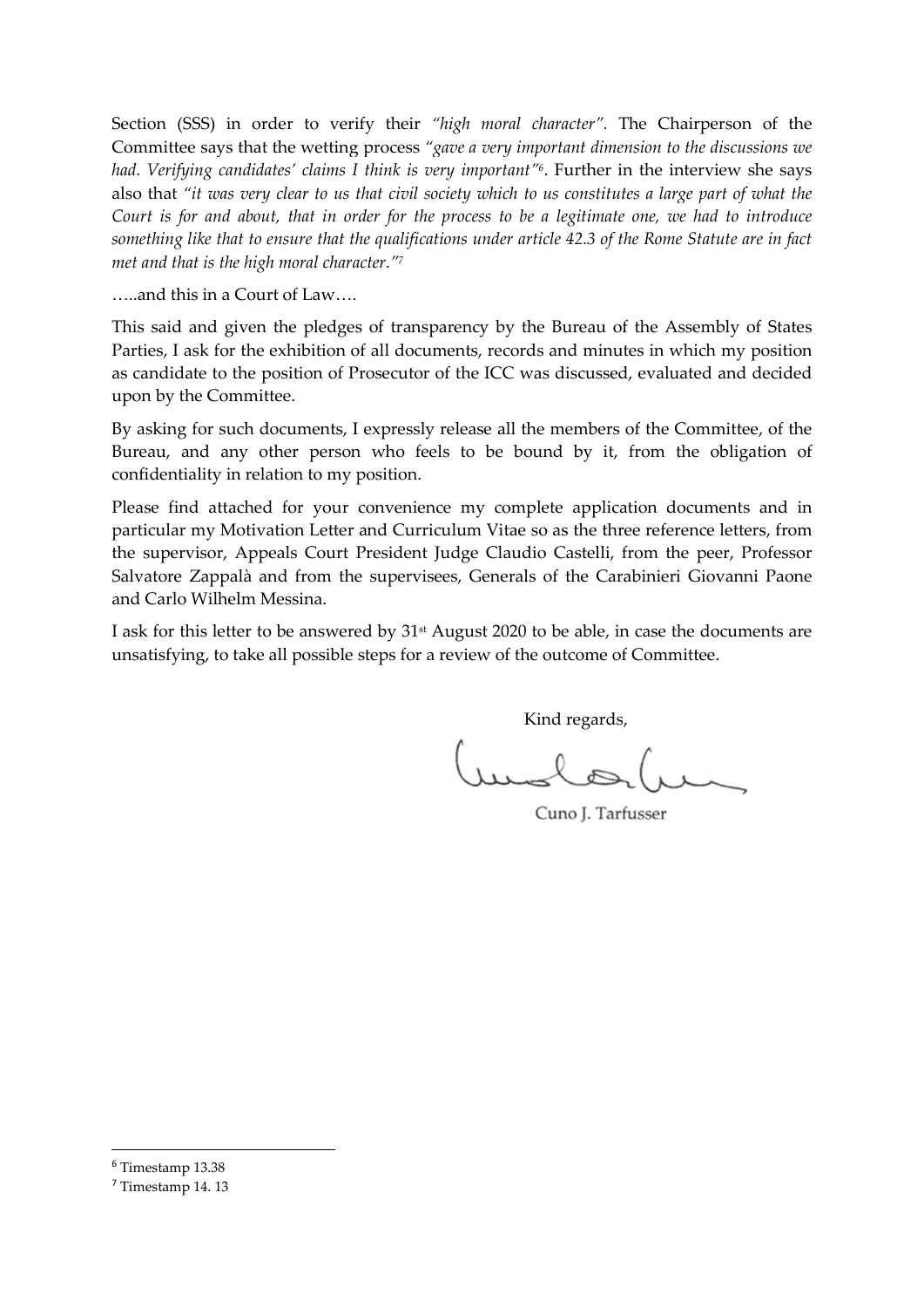Section (SSS) in order to verify their *"high moral character"*. The Chairperson of the Committee says that the wetting process *"gave a very important dimension to the discussions we had. Verifying candidates' claims I think is very important"*[6]. Further in the interview she says also that *"it was very clear to us that civil society which to us constitutes a large part of what the Court is for and about, that in order for the process to be a legitimate one, we had to introduce something like that to ensure that the qualifications under article 42.3 of the Rome Statute are in fact met and that is the high moral character."*[7]

…..and this in a Court of Law….

This said and given the pledges of transparency by the Bureau of the Assembly of States Parties, I ask for the exhibition of all documents, records and minutes in which my position as candidate to the position of Prosecutor of the ICC was discussed, evaluated and decided upon by the Committee.

By asking for such documents, I expressly release all the members of the Committee, of the Bureau, and any other person who feels to be bound by it, from the obligation of confidentiality in relation to my position.

Please find attached for your convenience my complete application documents and in particular my Motivation Letter and Curriculum Vitae so as the three reference letters, from the supervisor, Appeals Court President Judge Claudio Castelli, from the peer, Professor Salvatore Zappalà and from the supervisees, Generals of the Carabinieri Giovanni Paone and Carlo Wilhelm Messina.

I ask for this letter to be answered by 31st August 2020 to be able, in case the documents are unsatisfying, to take all possible steps for a review of the outcome of Committee.

Kind regards,

Cuno J. Tarfusser

---

[6] Timestamp 13.38

[7] Timestamp 14. 13